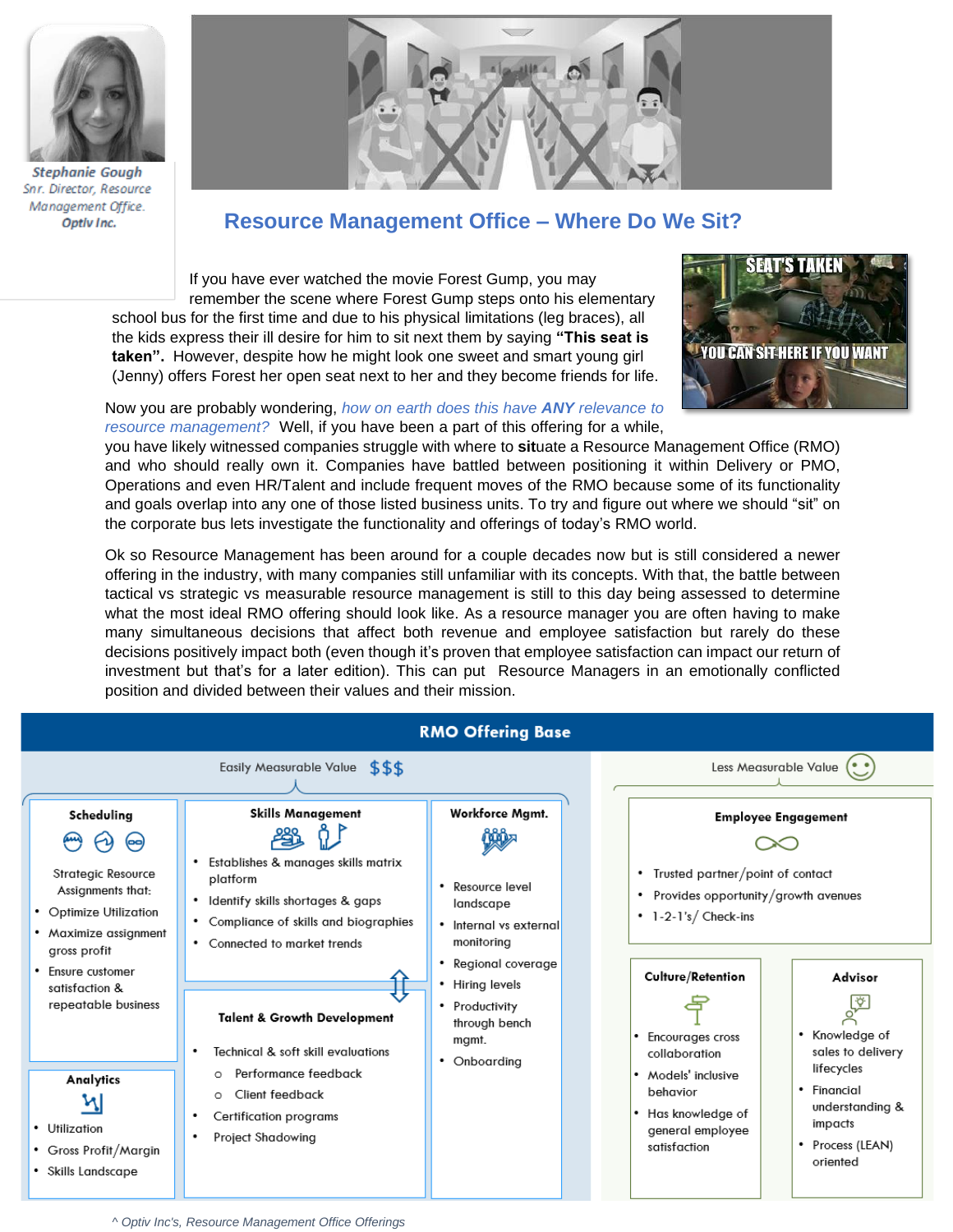Stephanie Gough
Snr. Director, Resource Management Office.
Optiv Inc.

# Resource Management Office – Where Do We Sit?

If you have ever watched the movie Forest Gump, you may remember the scene where Forest Gump steps onto his elementary school bus for the first time and due to his physical limitations (leg braces), all the kids express their ill desire for him to sit next them by saying **"This seat is taken".** However, despite how he might look one sweet and smart young girl (Jenny) offers Forest her open seat next to her and they become friends for life.

SEAT'S TAKEN
YOU CAN SIT HERE IF YOU WANT

Now you are probably wondering, *how on earth does this have **ANY** relevance to resource management?* Well, if you have been a part of this offering for a while, you have likely witnessed companies struggle with where to **sit**uate a Resource Management Office (RMO) and who should really own it. Companies have battled between positioning it within Delivery or PMO, Operations and even HR/Talent and include frequent moves of the RMO because some of its functionality and goals overlap into any one of those listed business units. To try and figure out where we should "sit" on the corporate bus lets investigate the functionality and offerings of today's RMO world.

Ok so Resource Management has been around for a couple decades now but is still considered a newer offering in the industry, with many companies still unfamiliar with its concepts. With that, the battle between tactical vs strategic vs measurable resource management is still to this day being assessed to determine what the most ideal RMO offering should look like. As a resource manager you are often having to make many simultaneous decisions that affect both revenue and employee satisfaction but rarely do these decisions positively impact both (even though it's proven that employee satisfaction can impact our return of investment but that's for a later edition). This can put Resource Managers in an emotionally conflicted position and divided between their values and their mission.

## RMO Offering Base

**Easily Measurable Value $$$**

**Scheduling**

Strategic Resource Assignments that:
- Optimize Utilization
- Maximize assignment gross profit
- Ensure customer satisfaction & repeatable business

**Analytics**
- Utilization
- Gross Profit/Margin
- Skills Landscape

**Skills Management**
- Establishes & manages skills matrix platform
- Identify skills shortages & gaps
- Compliance of skills and biographies
- Connected to market trends

**Talent & Growth Development**
- Technical & soft skill evaluations
  - Performance feedback
  - Client feedback
- Certification programs
- Project Shadowing

**Workforce Mgmt.**
- Resource level landscape
- Internal vs external monitoring
- Regional coverage
- Hiring levels
- Productivity through bench mgmt.
- Onboarding

**Less Measurable Value**

**Employee Engagement**
- Trusted partner/point of contact
- Provides opportunity/growth avenues
- 1-2-1's/ Check-ins

**Culture/Retention**
- Encourages cross collaboration
- Models' inclusive behavior
- Has knowledge of general employee satisfaction

**Advisor**
- Knowledge of sales to delivery lifecycles
- Financial understanding & impacts
- Process (LEAN) oriented

*^ Optiv Inc's, Resource Management Office Offerings*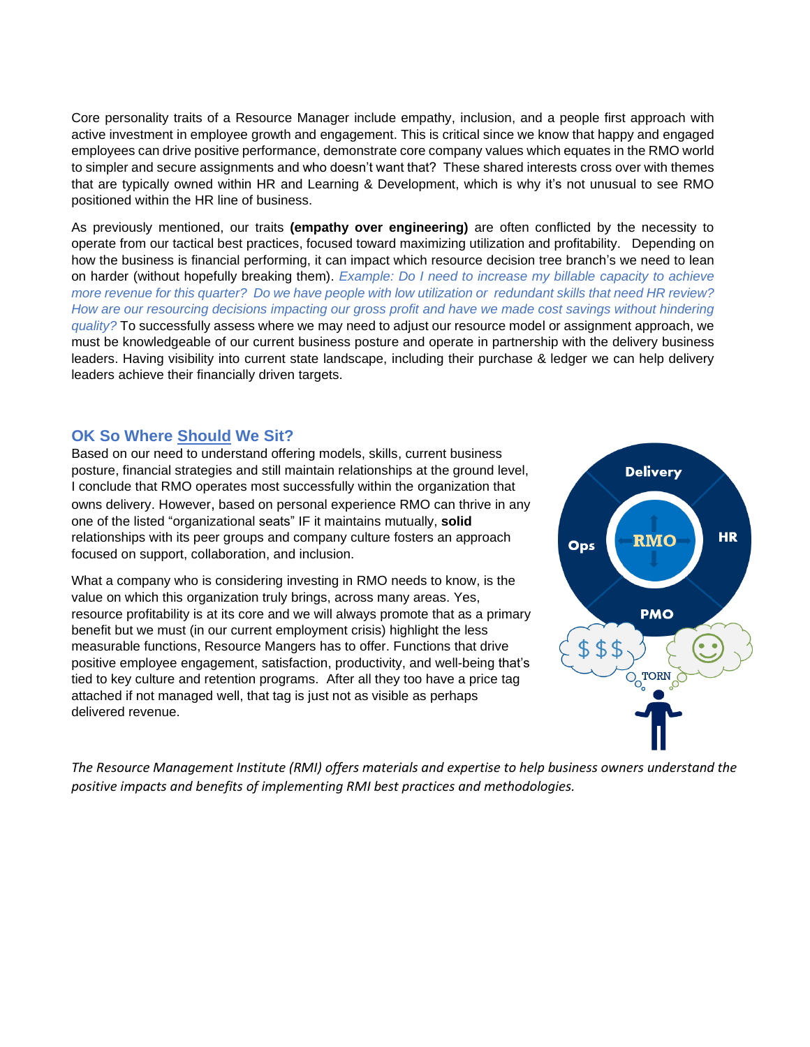Core personality traits of a Resource Manager include empathy, inclusion, and a people first approach with active investment in employee growth and engagement. This is critical since we know that happy and engaged employees can drive positive performance, demonstrate core company values which equates in the RMO world to simpler and secure assignments and who doesn't want that? These shared interests cross over with themes that are typically owned within HR and Learning & Development, which is why it's not unusual to see RMO positioned within the HR line of business.

As previously mentioned, our traits **(empathy over engineering)** are often conflicted by the necessity to operate from our tactical best practices, focused toward maximizing utilization and profitability. Depending on how the business is financial performing, it can impact which resource decision tree branch's we need to lean on harder (without hopefully breaking them). *Example: Do I need to increase my billable capacity to achieve more revenue for this quarter? Do we have people with low utilization or redundant skills that need HR review? How are our resourcing decisions impacting our gross profit and have we made cost savings without hindering quality?* To successfully assess where we may need to adjust our resource model or assignment approach, we must be knowledgeable of our current business posture and operate in partnership with the delivery business leaders. Having visibility into current state landscape, including their purchase & ledger we can help delivery leaders achieve their financially driven targets.

## OK So Where Should We Sit?

Based on our need to understand offering models, skills, current business posture, financial strategies and still maintain relationships at the ground level, I conclude that RMO operates most successfully within the organization that owns delivery. However, based on personal experience RMO can thrive in any one of the listed "organizational seats" IF it maintains mutually, **solid** relationships with its peer groups and company culture fosters an approach focused on support, collaboration, and inclusion.

Delivery
Ops
RMO
HR
PMO
$$$
TORN

What a company who is considering investing in RMO needs to know, is the value on which this organization truly brings, across many areas. Yes, resource profitability is at its core and we will always promote that as a primary benefit but we must (in our current employment crisis) highlight the less measurable functions, Resource Mangers has to offer. Functions that drive positive employee engagement, satisfaction, productivity, and well-being that's tied to key culture and retention programs. After all they too have a price tag attached if not managed well, that tag is just not as visible as perhaps delivered revenue.

*The Resource Management Institute (RMI) offers materials and expertise to help business owners understand the positive impacts and benefits of implementing RMI best practices and methodologies.*